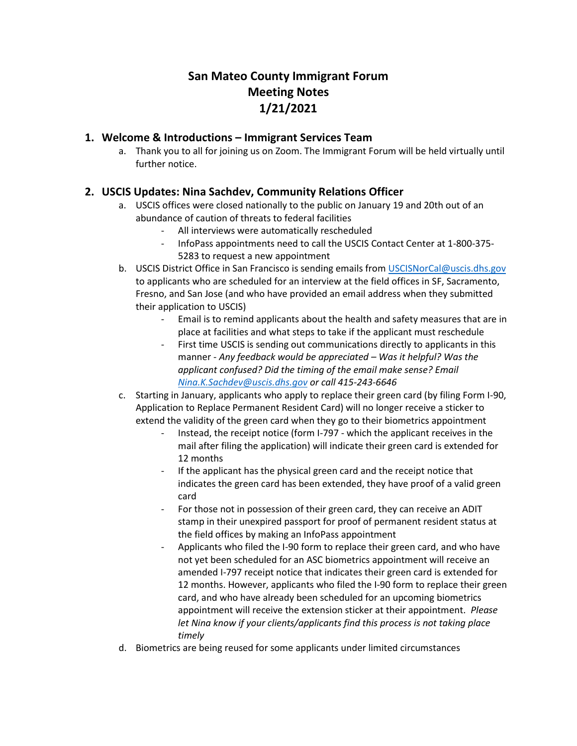# San Mateo County Immigrant Forum
# Meeting Notes
# 1/21/2021

## 1. Welcome & Introductions – Immigrant Services Team

a. Thank you to all for joining us on Zoom. The Immigrant Forum will be held virtually until further notice.

## 2. USCIS Updates: Nina Sachdev, Community Relations Officer

a. USCIS offices were closed nationally to the public on January 19 and 20th out of an abundance of caution of threats to federal facilities
   - All interviews were automatically rescheduled
   - InfoPass appointments need to call the USCIS Contact Center at 1-800-375-5283 to request a new appointment

b. USCIS District Office in San Francisco is sending emails from [USCISNorCal@uscis.dhs.gov](mailto:USCISNorCal@uscis.dhs.gov) to applicants who are scheduled for an interview at the field offices in SF, Sacramento, Fresno, and San Jose (and who have provided an email address when they submitted their application to USCIS)
   - Email is to remind applicants about the health and safety measures that are in place at facilities and what steps to take if the applicant must reschedule
   - First time USCIS is sending out communications directly to applicants in this manner - *Any feedback would be appreciated – Was it helpful? Was the applicant confused? Did the timing of the email make sense? Email [Nina.K.Sachdev@uscis.dhs.gov](mailto:Nina.K.Sachdev@uscis.dhs.gov) or call 415-243-6646*

c. Starting in January, applicants who apply to replace their green card (by filing Form I-90, Application to Replace Permanent Resident Card) will no longer receive a sticker to extend the validity of the green card when they go to their biometrics appointment
   - Instead, the receipt notice (form I-797 - which the applicant receives in the mail after filing the application) will indicate their green card is extended for 12 months
   - If the applicant has the physical green card and the receipt notice that indicates the green card has been extended, they have proof of a valid green card
   - For those not in possession of their green card, they can receive an ADIT stamp in their unexpired passport for proof of permanent resident status at the field offices by making an InfoPass appointment
   - Applicants who filed the I-90 form to replace their green card, and who have not yet been scheduled for an ASC biometrics appointment will receive an amended I-797 receipt notice that indicates their green card is extended for 12 months. However, applicants who filed the I-90 form to replace their green card, and who have already been scheduled for an upcoming biometrics appointment will receive the extension sticker at their appointment. *Please let Nina know if your clients/applicants find this process is not taking place timely*

d. Biometrics are being reused for some applicants under limited circumstances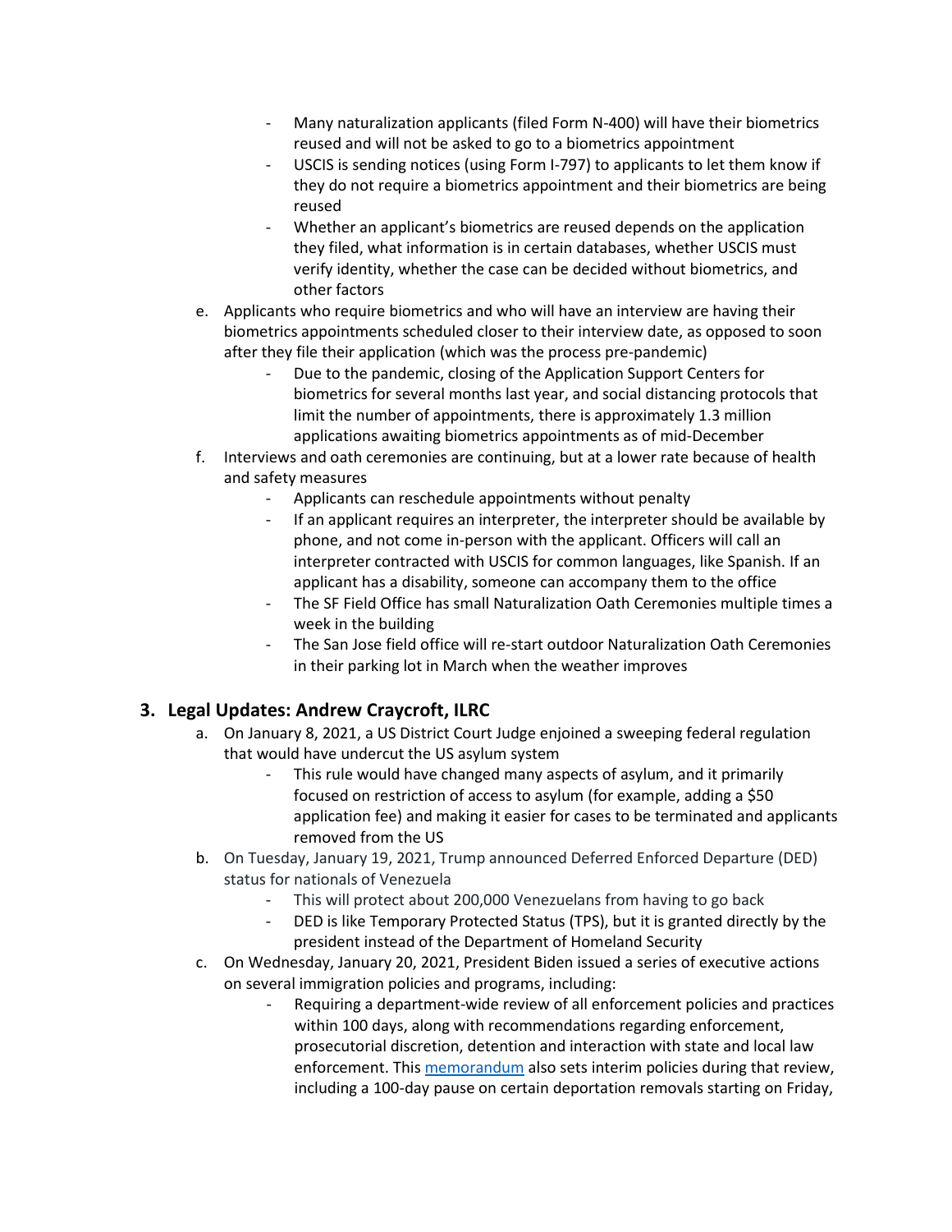- Many naturalization applicants (filed Form N-400) will have their biometrics reused and will not be asked to go to a biometrics appointment
  - USCIS is sending notices (using Form I-797) to applicants to let them know if they do not require a biometrics appointment and their biometrics are being reused
  - Whether an applicant's biometrics are reused depends on the application they filed, what information is in certain databases, whether USCIS must verify identity, whether the case can be decided without biometrics, and other factors

e. Applicants who require biometrics and who will have an interview are having their biometrics appointments scheduled closer to their interview date, as opposed to soon after they file their application (which was the process pre-pandemic)
  - Due to the pandemic, closing of the Application Support Centers for biometrics for several months last year, and social distancing protocols that limit the number of appointments, there is approximately 1.3 million applications awaiting biometrics appointments as of mid-December

f. Interviews and oath ceremonies are continuing, but at a lower rate because of health and safety measures
  - Applicants can reschedule appointments without penalty
  - If an applicant requires an interpreter, the interpreter should be available by phone, and not come in-person with the applicant. Officers will call an interpreter contracted with USCIS for common languages, like Spanish. If an applicant has a disability, someone can accompany them to the office
  - The SF Field Office has small Naturalization Oath Ceremonies multiple times a week in the building
  - The San Jose field office will re-start outdoor Naturalization Oath Ceremonies in their parking lot in March when the weather improves

## 3. Legal Updates: Andrew Craycroft, ILRC

a. On January 8, 2021, a US District Court Judge enjoined a sweeping federal regulation that would have undercut the US asylum system
  - This rule would have changed many aspects of asylum, and it primarily focused on restriction of access to asylum (for example, adding a $50 application fee) and making it easier for cases to be terminated and applicants removed from the US

b. On Tuesday, January 19, 2021, Trump announced Deferred Enforced Departure (DED) status for nationals of Venezuela
  - This will protect about 200,000 Venezuelans from having to go back
  - DED is like Temporary Protected Status (TPS), but it is granted directly by the president instead of the Department of Homeland Security

c. On Wednesday, January 20, 2021, President Biden issued a series of executive actions on several immigration policies and programs, including:
  - Requiring a department-wide review of all enforcement policies and practices within 100 days, along with recommendations regarding enforcement, prosecutorial discretion, detention and interaction with state and local law enforcement. This memorandum also sets interim policies during that review, including a 100-day pause on certain deportation removals starting on Friday,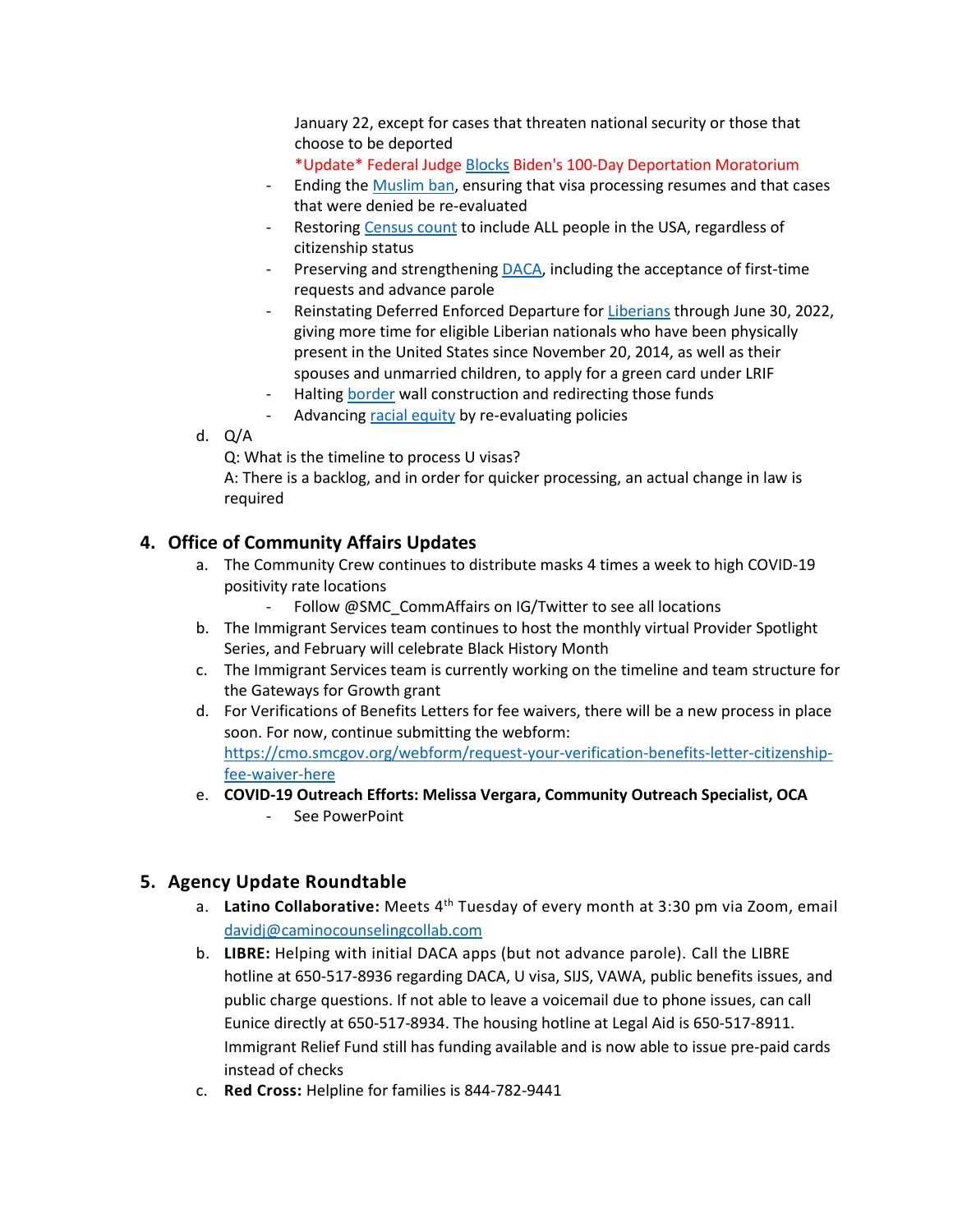January 22, except for cases that threaten national security or those that choose to be deported
  *Update* Federal Judge [Blocks](#) Biden's 100-Day Deportation Moratorium
- Ending the [Muslim ban](#), ensuring that visa processing resumes and that cases that were denied be re-evaluated
- Restoring [Census count](#) to include ALL people in the USA, regardless of citizenship status
- Preserving and strengthening [DACA](#), including the acceptance of first-time requests and advance parole
- Reinstating Deferred Enforced Departure for [Liberians](#) through June 30, 2022, giving more time for eligible Liberian nationals who have been physically present in the United States since November 20, 2014, as well as their spouses and unmarried children, to apply for a green card under LRIF
- Halting [border](#) wall construction and redirecting those funds
- Advancing [racial equity](#) by re-evaluating policies

d. Q/A
   Q: What is the timeline to process U visas?
   A: There is a backlog, and in order for quicker processing, an actual change in law is required

## 4. Office of Community Affairs Updates

a. The Community Crew continues to distribute masks 4 times a week to high COVID-19 positivity rate locations
   - Follow @SMC_CommAffairs on IG/Twitter to see all locations
b. The Immigrant Services team continues to host the monthly virtual Provider Spotlight Series, and February will celebrate Black History Month
c. The Immigrant Services team is currently working on the timeline and team structure for the Gateways for Growth grant
d. For Verifications of Benefits Letters for fee waivers, there will be a new process in place soon. For now, continue submitting the webform: https://cmo.smcgov.org/webform/request-your-verification-benefits-letter-citizenship-fee-waiver-here
e. **COVID-19 Outreach Efforts: Melissa Vergara, Community Outreach Specialist, OCA**
   - See PowerPoint

## 5. Agency Update Roundtable

a. **Latino Collaborative:** Meets 4th Tuesday of every month at 3:30 pm via Zoom, email davidj@caminocounselingcollab.com
b. **LIBRE:** Helping with initial DACA apps (but not advance parole). Call the LIBRE hotline at 650-517-8936 regarding DACA, U visa, SIJS, VAWA, public benefits issues, and public charge questions. If not able to leave a voicemail due to phone issues, can call Eunice directly at 650-517-8934. The housing hotline at Legal Aid is 650-517-8911. Immigrant Relief Fund still has funding available and is now able to issue pre-paid cards instead of checks
c. **Red Cross:** Helpline for families is 844-782-9441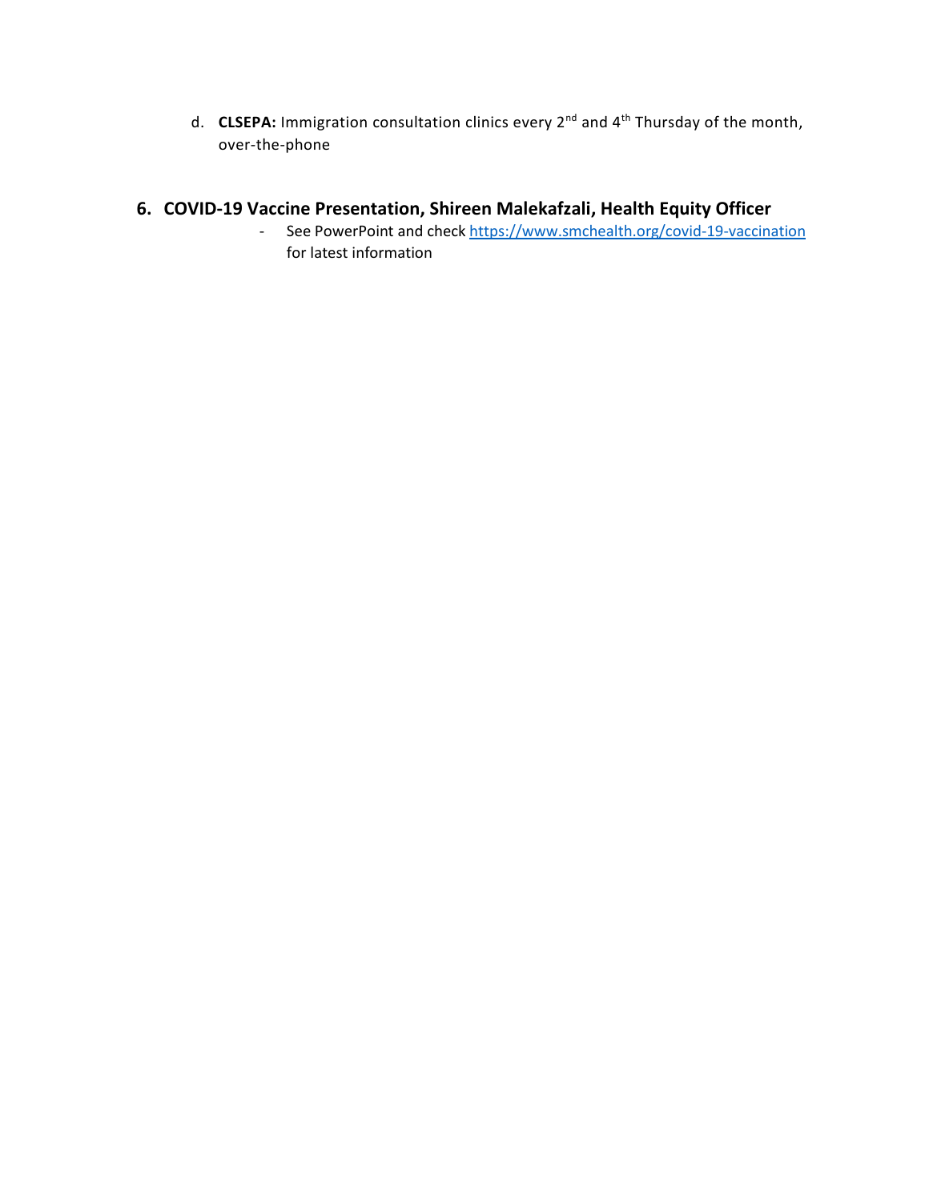d. **CLSEPA:** Immigration consultation clinics every 2nd and 4th Thursday of the month, over-the-phone

## 6. COVID-19 Vaccine Presentation, Shireen Malekafzali, Health Equity Officer

- See PowerPoint and check https://www.smchealth.org/covid-19-vaccination for latest information